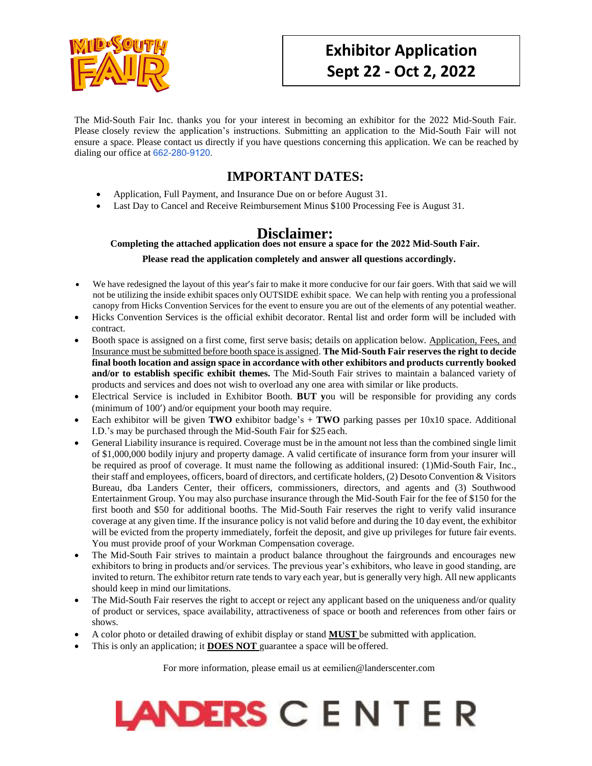# Exhibitor Application
# Sept 22 - Oct 2, 2022

The Mid-South Fair Inc. thanks you for your interest in becoming an exhibitor for the 2022 Mid-South Fair. Please closely review the application's instructions. Submitting an application to the Mid-South Fair will not ensure a space. Please contact us directly if you have questions concerning this application. We can be reached by dialing our office at 662-280-9120.

## IMPORTANT DATES:

- Application, Full Payment, and Insurance Due on or before August 31.
- Last Day to Cancel and Receive Reimbursement Minus $100 Processing Fee is August 31.

## Disclaimer:

**Completing the attached application does not ensure a space for the 2022 Mid-South Fair.**

**Please read the application completely and answer all questions accordingly.**

- We have redesigned the layout of this year's fair to make it more conducive for our fair goers. With that said we will not be utilizing the inside exhibit spaces only OUTSIDE exhibit space. We can help with renting you a professional canopy from Hicks Convention Services for the event to ensure you are out of the elements of any potential weather.
- Hicks Convention Services is the official exhibit decorator. Rental list and order form will be included with contract.
- Booth space is assigned on a first come, first serve basis; details on application below. Application, Fees, and Insurance must be submitted before booth space is assigned. **The Mid-South Fair reserves the right to decide final booth location and assign space in accordance with other exhibitors and products currently booked and/or to establish specific exhibit themes.** The Mid-South Fair strives to maintain a balanced variety of products and services and does not wish to overload any one area with similar or like products.
- Electrical Service is included in Exhibitor Booth. **BUT y**ou will be responsible for providing any cords (minimum of 100′) and/or equipment your booth may require.
- Each exhibitor will be given **TWO** exhibitor badge's + **TWO** parking passes per 10x10 space. Additional I.D.'s may be purchased through the Mid-South Fair for $25 each.
- General Liability insurance is required. Coverage must be in the amount not less than the combined single limit of $1,000,000 bodily injury and property damage. A valid certificate of insurance form from your insurer will be required as proof of coverage. It must name the following as additional insured: (1)Mid-South Fair, Inc., their staff and employees, officers, board of directors, and certificate holders, (2) Desoto Convention & Visitors Bureau, dba Landers Center, their officers, commissioners, directors, and agents and (3) Southwood Entertainment Group. You may also purchase insurance through the Mid-South Fair for the fee of $150 for the first booth and $50 for additional booths. The Mid-South Fair reserves the right to verify valid insurance coverage at any given time. If the insurance policy is not valid before and during the 10 day event, the exhibitor will be evicted from the property immediately, forfeit the deposit, and give up privileges for future fair events. You must provide proof of your Workman Compensation coverage.
- The Mid-South Fair strives to maintain a product balance throughout the fairgrounds and encourages new exhibitors to bring in products and/or services. The previous year's exhibitors, who leave in good standing, are invited to return. The exhibitor return rate tends to vary each year, but is generally very high. All new applicants should keep in mind our limitations.
- The Mid-South Fair reserves the right to accept or reject any applicant based on the uniqueness and/or quality of product or services, space availability, attractiveness of space or booth and references from other fairs or shows.
- A color photo or detailed drawing of exhibit display or stand **MUST** be submitted with application.
- This is only an application; it **DOES NOT** guarantee a space will be offered.

For more information, please email us at eemilien@landerscenter.com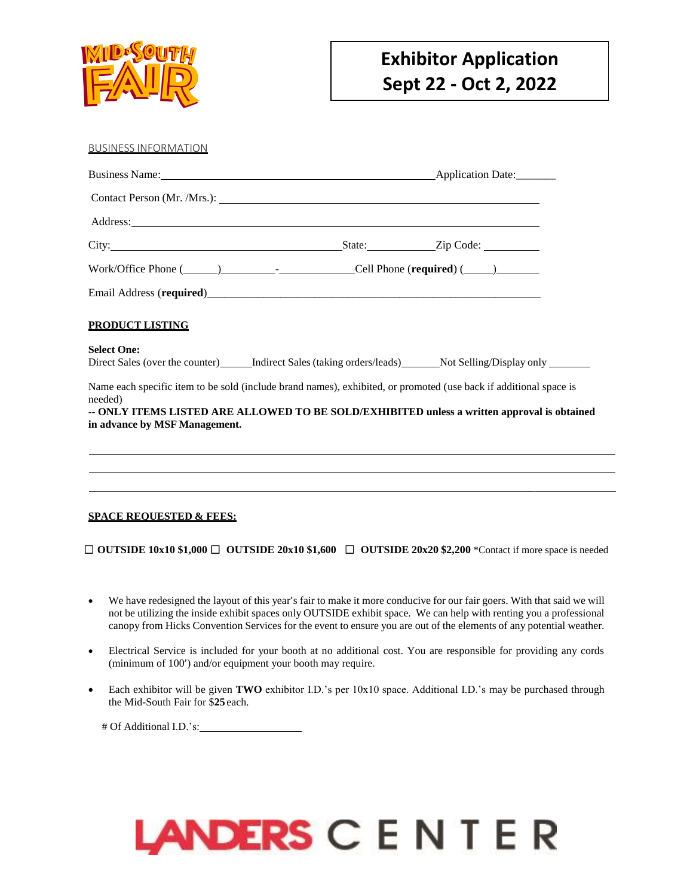# Exhibitor Application
## Sept 22 - Oct 2, 2022

BUSINESS INFORMATION

Business Name:______________________________________________ Application Date:_______

Contact Person (Mr. /Mrs.): ______________________________________________________

Address:______________________________________________________________________

City:________________________________________ State:___________ Zip Code: __________

Work/Office Phone (______)__________-_____________ Cell Phone (**required**) (_____)________

Email Address (**required**)____________________________________________________________

**PRODUCT LISTING**

**Select One:**
Direct Sales (over the counter)______ Indirect Sales (taking orders/leads)_______ Not Selling/Display only ________

Name each specific item to be sold (include brand names), exhibited, or promoted (use back if additional space is needed)
-- **ONLY ITEMS LISTED ARE ALLOWED TO BE SOLD/EXHIBITED unless a written approval is obtained in advance by MSF Management.**

______________________________________________________________________________________

______________________________________________________________________________________

______________________________________________________________________________________

**SPACE REQUESTED & FEES:**

☐ **OUTSIDE 10x10 $1,000** ☐ **OUTSIDE 20x10 $1,600** ☐ **OUTSIDE 20x20 $2,200** *Contact if more space is needed

- We have redesigned the layout of this year's fair to make it more conducive for our fair goers. With that said we will not be utilizing the inside exhibit spaces only OUTSIDE exhibit space. We can help with renting you a professional canopy from Hicks Convention Services for the event to ensure you are out of the elements of any potential weather.
- Electrical Service is included for your booth at no additional cost. You are responsible for providing any cords (minimum of 100′) and/or equipment your booth may require.
- Each exhibitor will be given **TWO** exhibitor I.D.'s per 10x10 space. Additional I.D.'s may be purchased through the Mid-South Fair for $**25** each.

# Of Additional I.D.'s:__________________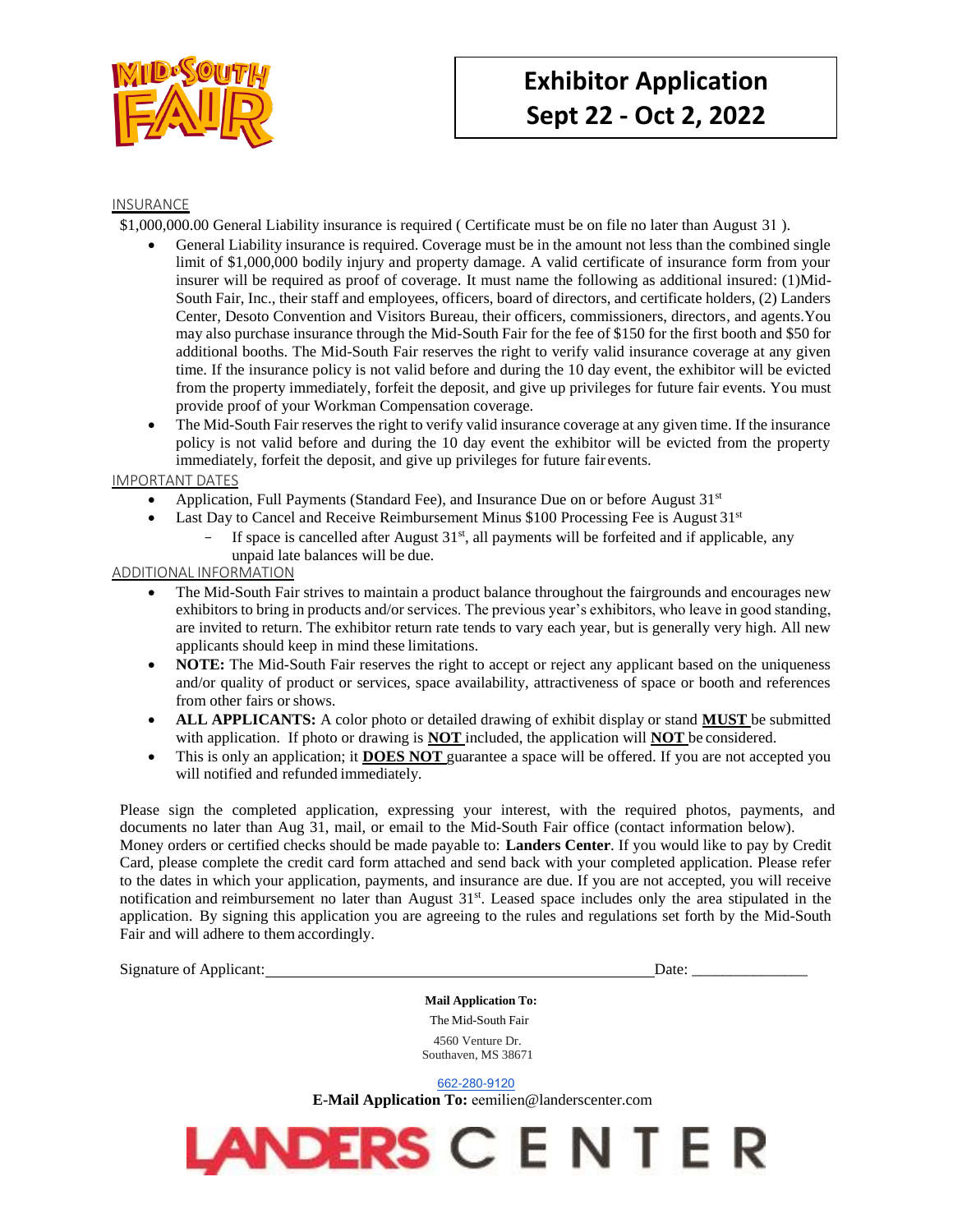# Exhibitor Application
# Sept 22 - Oct 2, 2022

## INSURANCE

$1,000,000.00 General Liability insurance is required ( Certificate must be on file no later than August 31 ).

- General Liability insurance is required. Coverage must be in the amount not less than the combined single limit of $1,000,000 bodily injury and property damage. A valid certificate of insurance form from your insurer will be required as proof of coverage. It must name the following as additional insured: (1)Mid-South Fair, Inc., their staff and employees, officers, board of directors, and certificate holders, (2) Landers Center, Desoto Convention and Visitors Bureau, their officers, commissioners, directors, and agents.You may also purchase insurance through the Mid-South Fair for the fee of $150 for the first booth and $50 for additional booths. The Mid-South Fair reserves the right to verify valid insurance coverage at any given time. If the insurance policy is not valid before and during the 10 day event, the exhibitor will be evicted from the property immediately, forfeit the deposit, and give up privileges for future fair events. You must provide proof of your Workman Compensation coverage.
- The Mid-South Fair reserves the right to verify valid insurance coverage at any given time. If the insurance policy is not valid before and during the 10 day event the exhibitor will be evicted from the property immediately, forfeit the deposit, and give up privileges for future fair events.

## IMPORTANT DATES

- Application, Full Payments (Standard Fee), and Insurance Due on or before August 31st
- Last Day to Cancel and Receive Reimbursement Minus $100 Processing Fee is August 31st
  - If space is cancelled after August 31st, all payments will be forfeited and if applicable, any unpaid late balances will be due.

## ADDITIONAL INFORMATION

- The Mid-South Fair strives to maintain a product balance throughout the fairgrounds and encourages new exhibitors to bring in products and/or services. The previous year's exhibitors, who leave in good standing, are invited to return. The exhibitor return rate tends to vary each year, but is generally very high. All new applicants should keep in mind these limitations.
- **NOTE:** The Mid-South Fair reserves the right to accept or reject any applicant based on the uniqueness and/or quality of product or services, space availability, attractiveness of space or booth and references from other fairs or shows.
- **ALL APPLICANTS:** A color photo or detailed drawing of exhibit display or stand **MUST** be submitted with application. If photo or drawing is **NOT** included, the application will **NOT** be considered.
- This is only an application; it **DOES NOT** guarantee a space will be offered. If you are not accepted you will notified and refunded immediately.

Please sign the completed application, expressing your interest, with the required photos, payments, and documents no later than Aug 31, mail, or email to the Mid-South Fair office (contact information below). Money orders or certified checks should be made payable to: **Landers Center**. If you would like to pay by Credit Card, please complete the credit card form attached and send back with your completed application. Please refer to the dates in which your application, payments, and insurance are due. If you are not accepted, you will receive notification and reimbursement no later than August 31st. Leased space includes only the area stipulated in the application. By signing this application you are agreeing to the rules and regulations set forth by the Mid-South Fair and will adhere to them accordingly.

Signature of Applicant: ______________________________ Date: ______________

**Mail Application To:**

The Mid-South Fair

4560 Venture Dr.
Southaven, MS 38671

662-280-9120

**E-Mail Application To:** eemilien@landerscenter.com

LANDERS CENTER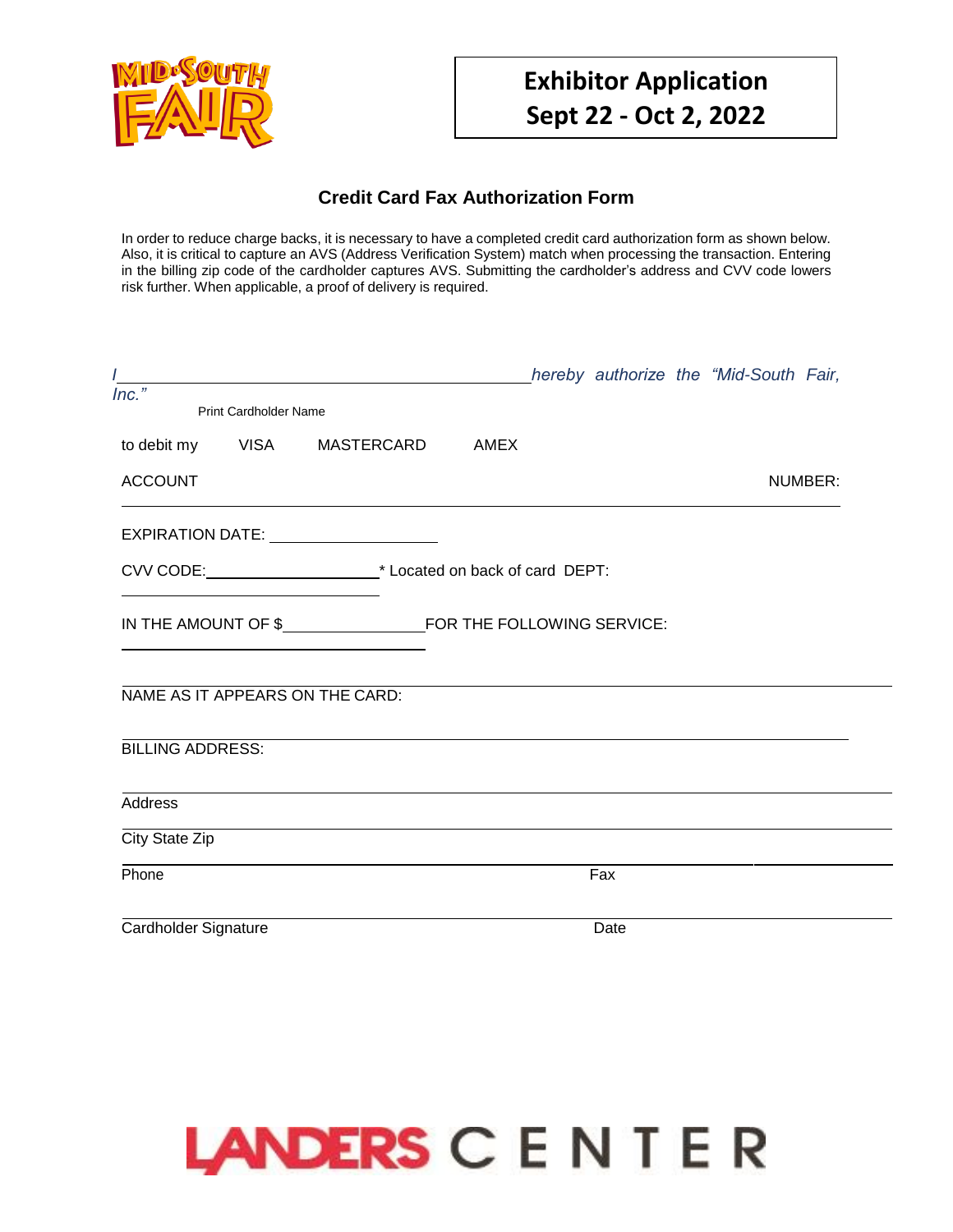# Exhibitor Application
## Sept 22 - Oct 2, 2022

## Credit Card Fax Authorization Form

In order to reduce charge backs, it is necessary to have a completed credit card authorization form as shown below. Also, it is critical to capture an AVS (Address Verification System) match when processing the transaction. Entering in the billing zip code of the cardholder captures AVS. Submitting the cardholder's address and CVV code lowers risk further. When applicable, a proof of delivery is required.

*I \_\_\_\_\_\_\_\_\_\_\_\_\_\_\_\_\_\_\_\_\_\_\_\_\_\_\_\_\_\_\_\_\_\_\_\_\_\_\_\_ hereby authorize the "Mid-South Fair, Inc."*

Print Cardholder Name

to debit my VISA MASTERCARD AMEX

ACCOUNT NUMBER: \_\_\_\_\_\_\_\_\_\_\_\_\_\_\_\_\_\_\_\_\_\_\_\_\_\_\_\_\_\_\_\_\_\_\_\_\_\_\_\_

EXPIRATION DATE: \_\_\_\_\_\_\_\_\_\_\_\_\_\_\_\_\_\_\_\_

CVV CODE: \_\_\_\_\_\_\_\_\_\_\_\_\_\_\_\_\_\_\_\_ * Located on back of card DEPT: \_\_\_\_\_\_\_\_\_\_\_\_\_\_\_\_\_\_\_\_

IN THE AMOUNT OF $ \_\_\_\_\_\_\_\_\_\_\_\_\_\_\_\_ FOR THE FOLLOWING SERVICE: \_\_\_\_\_\_\_\_\_\_\_\_\_\_\_\_\_\_\_\_\_\_\_\_\_\_\_\_\_\_\_\_\_\_\_\_\_\_\_\_

NAME AS IT APPEARS ON THE CARD: \_\_\_\_\_\_\_\_\_\_\_\_\_\_\_\_\_\_\_\_\_\_\_\_\_\_\_\_\_\_\_\_\_\_\_\_\_\_\_\_

BILLING ADDRESS: \_\_\_\_\_\_\_\_\_\_\_\_\_\_\_\_\_\_\_\_\_\_\_\_\_\_\_\_\_\_\_\_\_\_\_\_\_\_\_\_

Address \_\_\_\_\_\_\_\_\_\_\_\_\_\_\_\_\_\_\_\_\_\_\_\_\_\_\_\_\_\_\_\_\_\_\_\_\_\_\_\_

City State Zip \_\_\_\_\_\_\_\_\_\_\_\_\_\_\_\_\_\_\_\_\_\_\_\_\_\_\_\_\_\_\_\_\_\_\_\_\_\_\_\_

Phone \_\_\_\_\_\_\_\_\_\_\_\_\_\_\_\_\_\_\_\_ Fax \_\_\_\_\_\_\_\_\_\_\_\_\_\_\_\_\_\_\_\_

Cardholder Signature \_\_\_\_\_\_\_\_\_\_\_\_\_\_\_\_\_\_\_\_ Date \_\_\_\_\_\_\_\_\_\_\_\_\_\_\_\_\_\_\_\_

LANDERS CENTER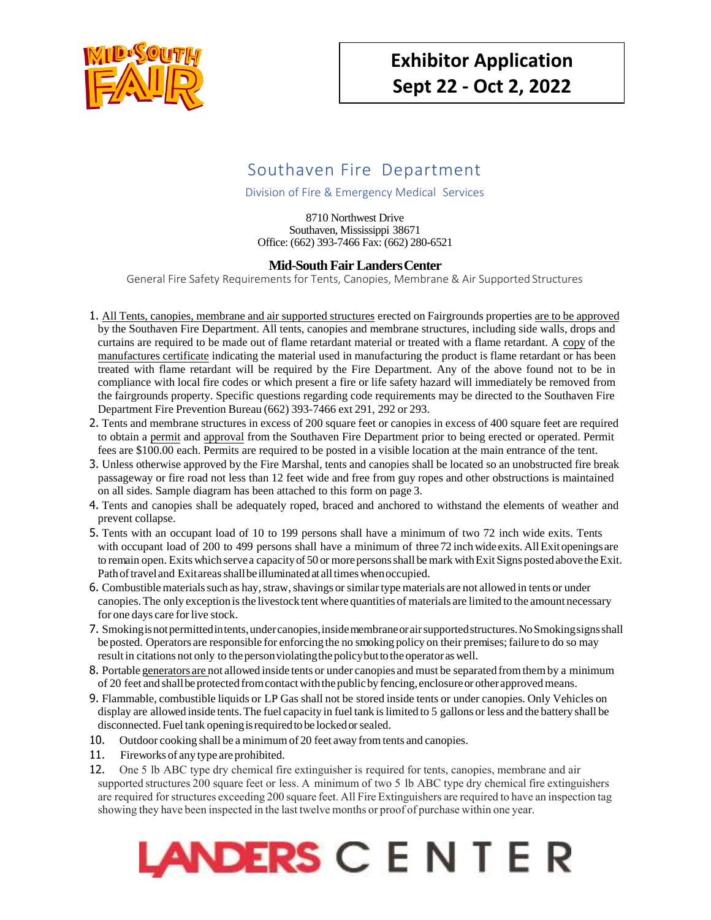# Exhibitor Application
# Sept 22 - Oct 2, 2022

## Southaven Fire Department

Division of Fire & Emergency Medical Services

8710 Northwest Drive
Southaven, Mississippi 38671
Office: (662) 393-7466 Fax: (662) 280-6521

### Mid-South Fair Landers Center

General Fire Safety Requirements for Tents, Canopies, Membrane & Air Supported Structures

1. All Tents, canopies, membrane and air supported structures erected on Fairgrounds properties are to be approved by the Southaven Fire Department. All tents, canopies and membrane structures, including side walls, drops and curtains are required to be made out of flame retardant material or treated with a flame retardant. A copy of the manufactures certificate indicating the material used in manufacturing the product is flame retardant or has been treated with flame retardant will be required by the Fire Department. Any of the above found not to be in compliance with local fire codes or which present a fire or life safety hazard will immediately be removed from the fairgrounds property. Specific questions regarding code requirements may be directed to the Southaven Fire Department Fire Prevention Bureau (662) 393-7466 ext 291, 292 or 293.
2. Tents and membrane structures in excess of 200 square feet or canopies in excess of 400 square feet are required to obtain a permit and approval from the Southaven Fire Department prior to being erected or operated. Permit fees are $100.00 each. Permits are required to be posted in a visible location at the main entrance of the tent.
3. Unless otherwise approved by the Fire Marshal, tents and canopies shall be located so an unobstructed fire break passageway or fire road not less than 12 feet wide and free from guy ropes and other obstructions is maintained on all sides. Sample diagram has been attached to this form on page 3.
4. Tents and canopies shall be adequately roped, braced and anchored to withstand the elements of weather and prevent collapse.
5. Tents with an occupant load of 10 to 199 persons shall have a minimum of two 72 inch wide exits. Tents with occupant load of 200 to 499 persons shall have a minimum of three 72 inch wide exits. All Exit openings are to remain open. Exits which serve a capacity of 50 or more persons shall be mark with Exit Signs posted above the Exit. Path of travel and Exit areas shall be illuminated at all times when occupied.
6. Combustible materials such as hay, straw, shavings or similar type materials are not allowed in tents or under canopies. The only exception is the livestock tent where quantities of materials are limited to the amount necessary for one days care for live stock.
7. Smoking is not permitted in tents, under canopies, inside membrane or air supported structures. No Smoking signs shall be posted. Operators are responsible for enforcing the no smoking policy on their premises; failure to do so may result in citations not only to the person violating the policy but to the operator as well.
8. Portable generators are not allowed inside tents or under canopies and must be separated from them by a minimum of 20 feet and shall be protected from contact with the public by fencing, enclosure or other approved means.
9. Flammable, combustible liquids or LP Gas shall not be stored inside tents or under canopies. Only Vehicles on display are allowed inside tents. The fuel capacity in fuel tank is limited to 5 gallons or less and the battery shall be disconnected. Fuel tank opening is required to be locked or sealed.
10. Outdoor cooking shall be a minimum of 20 feet away from tents and canopies.
11. Fireworks of any type are prohibited.
12. One 5 lb ABC type dry chemical fire extinguisher is required for tents, canopies, membrane and air supported structures 200 square feet or less. A minimum of two 5 lb ABC type dry chemical fire extinguishers are required for structures exceeding 200 square feet. All Fire Extinguishers are required to have an inspection tag showing they have been inspected in the last twelve months or proof of purchase within one year.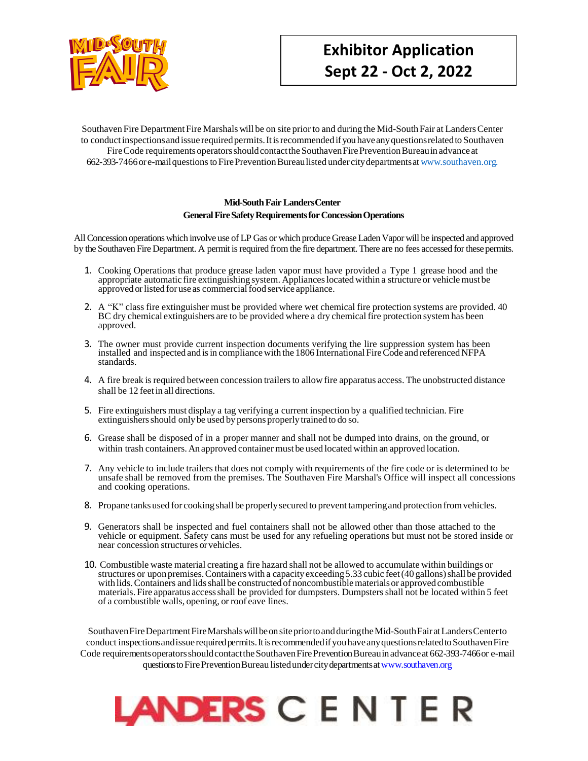# Exhibitor Application
# Sept 22 - Oct 2, 2022

Southaven Fire Department Fire Marshals will be on site prior to and during the Mid-South Fair at Landers Center to conduct inspections and issue required permits. It is recommended if you have any questions related to Southaven Fire Code requirements operators should contact the Southaven Fire Prevention Bureau in advance at 662-393-7466 or e-mail questions to Fire Prevention Bureau listed under city departments at www.southaven.org.

**Mid-South Fair Landers Center**
**General Fire Safety Requirements for Concession Operations**

All Concession operations which involve use of LP Gas or which produce Grease Laden Vapor will be inspected and approved by the Southaven Fire Department. A permit is required from the fire department. There are no fees accessed for these permits.

1. Cooking Operations that produce grease laden vapor must have provided a Type 1 grease hood and the appropriate automatic fire extinguishing system. Appliances located within a structure or vehicle must be approved or listed for use as commercial food service appliance.
2. A "K" class fire extinguisher must be provided where wet chemical fire protection systems are provided. 40 BC dry chemical extinguishers are to be provided where a dry chemical fire protection system has been approved.
3. The owner must provide current inspection documents verifying the lire suppression system has been installed and inspected and is in compliance with the 1806 International Fire Code and referenced NFPA standards.
4. A fire break is required between concession trailers to allow fire apparatus access. The unobstructed distance shall be 12 feet in all directions.
5. Fire extinguishers must display a tag verifying a current inspection by a qualified technician. Fire extinguishers should only be used by persons properly trained to do so.
6. Grease shall be disposed of in a proper manner and shall not be dumped into drains, on the ground, or within trash containers. An approved container must be used located within an approved location.
7. Any vehicle to include trailers that does not comply with requirements of the fire code or is determined to be unsafe shall be removed from the premises. The Southaven Fire Marshal's Office will inspect all concessions and cooking operations.
8. Propane tanks used for cooking shall be properly secured to prevent tampering and protection from vehicles.
9. Generators shall be inspected and fuel containers shall not be allowed other than those attached to the vehicle or equipment. Safety cans must be used for any refueling operations but must not be stored inside or near concession structures or vehicles.
10. Combustible waste material creating a fire hazard shall not be allowed to accumulate within buildings or structures or upon premises. Containers with a capacity exceeding 5.33 cubic feet (40 gallons) shall be provided with lids. Containers and lids shall be constructed of noncombustible materials or approved combustible materials. Fire apparatus access shall be provided for dumpsters. Dumpsters shall not be located within 5 feet of a combustible walls, opening, or roof eave lines.

Southaven Fire Department Fire Marshals will be on site prior to and during the Mid-South Fair at Landers Center to conduct inspections and issue required permits. It is recommended if you have any questions related to Southaven Fire Code requirements operators should contact the Southaven Fire Prevention Bureau in advance at 662-393-7466 or e-mail questions to Fire Prevention Bureau listed under city departments at www.southaven.org

LANDERS CENTER